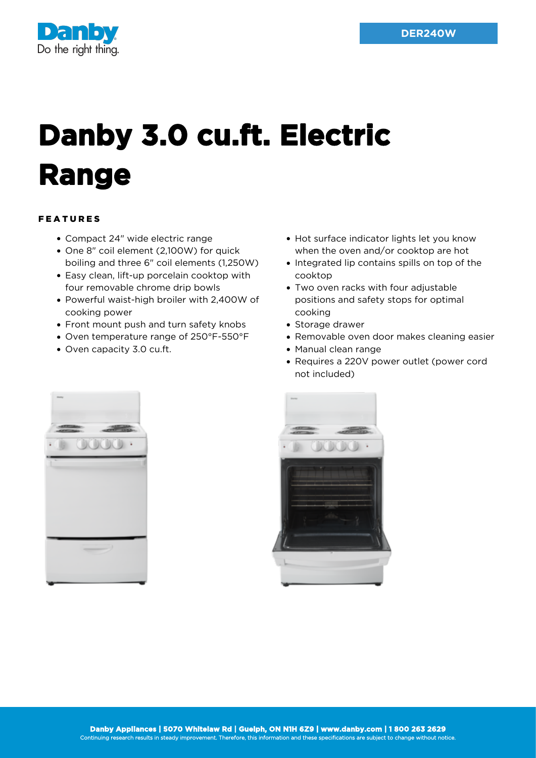DER240W

# Danby 3.0 cu.ft. Electric Range

## FEATURES

- Compact 24" wide electric range
- One 8" coil element (2,100W) for quick boiling and three 6" coil elements (1,250W)
- Easy clean, lift-up porcelain cooktop with four removable chrome drip bowls
- Powerful waist-high broiler with 2,400W of cooking power
- Front mount push and turn safety knobs
- Oven temperature range of 250°F-550°F
- Oven capacity 3.0 cu.ft.
- Hot surface indicator lights let you know when the oven and/or cooktop are hot
- Integrated lip contains spills on top of the cooktop
- Two oven racks with four adjustable positions and safety stops for optimal cooking
- Storage drawer
- Removable oven door makes cleaning easier
- Manual clean range
- Requires a 220V power outlet (power cord not included)

**Danby Appliances | 5070 Whitelaw Rd | Guelph, ON N1H 6Z9 | www.danby.com | 1 800 263 2629**
Continuing research results in steady improvement. Therefore, this information and these specifications are subject to change without notice.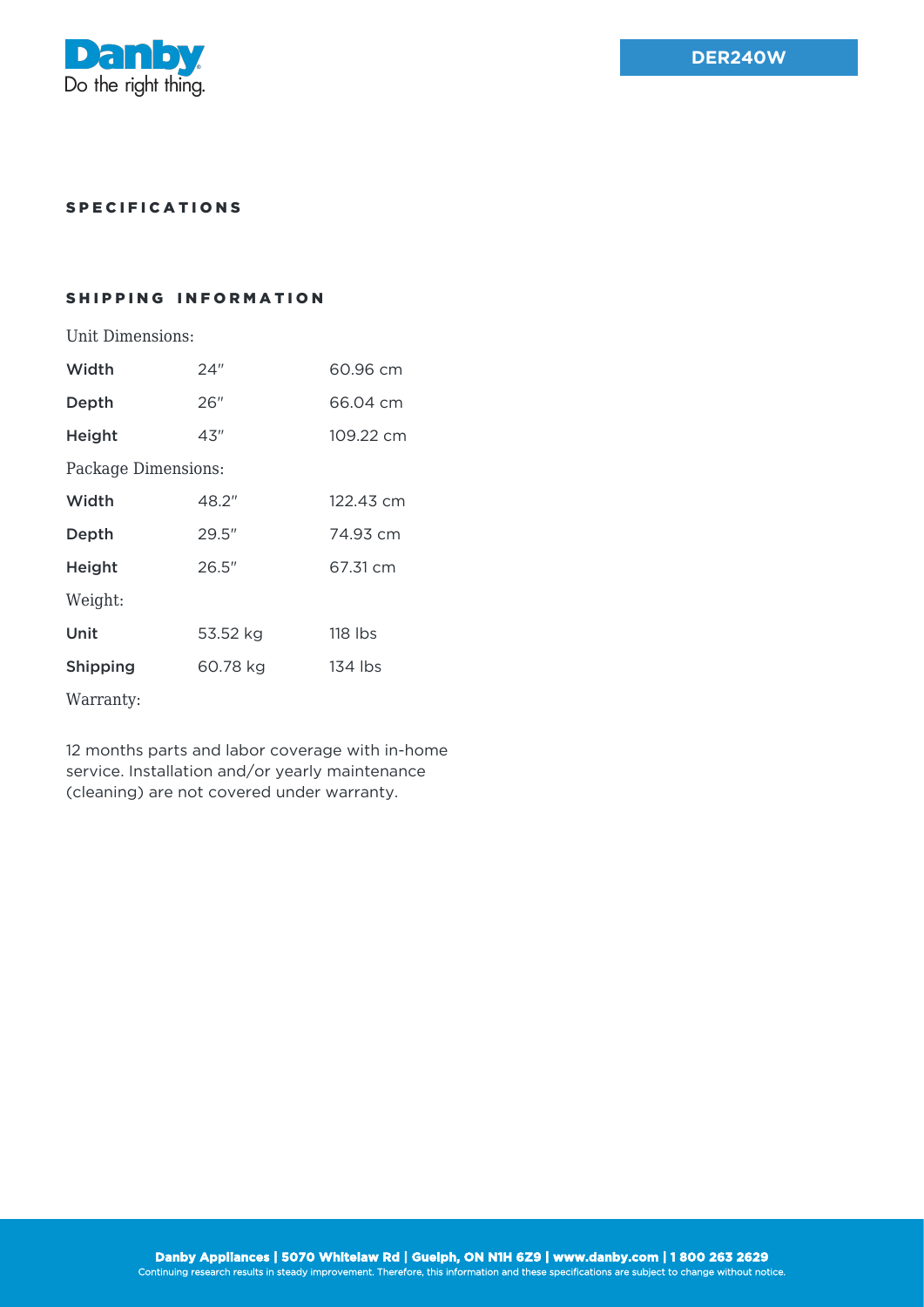## SPECIFICATIONS

### SHIPPING INFORMATION

Unit Dimensions:

| | | |
|---|---|---|
| **Width** | 24″ | 60.96 cm |
| **Depth** | 26″ | 66.04 cm |
| **Height** | 43″ | 109.22 cm |

Package Dimensions:

| | | |
|---|---|---|
| **Width** | 48.2″ | 122.43 cm |
| **Depth** | 29.5″ | 74.93 cm |
| **Height** | 26.5″ | 67.31 cm |

Weight:

| | | |
|---|---|---|
| **Unit** | 53.52 kg | 118 lbs |
| **Shipping** | 60.78 kg | 134 lbs |

Warranty:

12 months parts and labor coverage with in-home service. Installation and/or yearly maintenance (cleaning) are not covered under warranty.